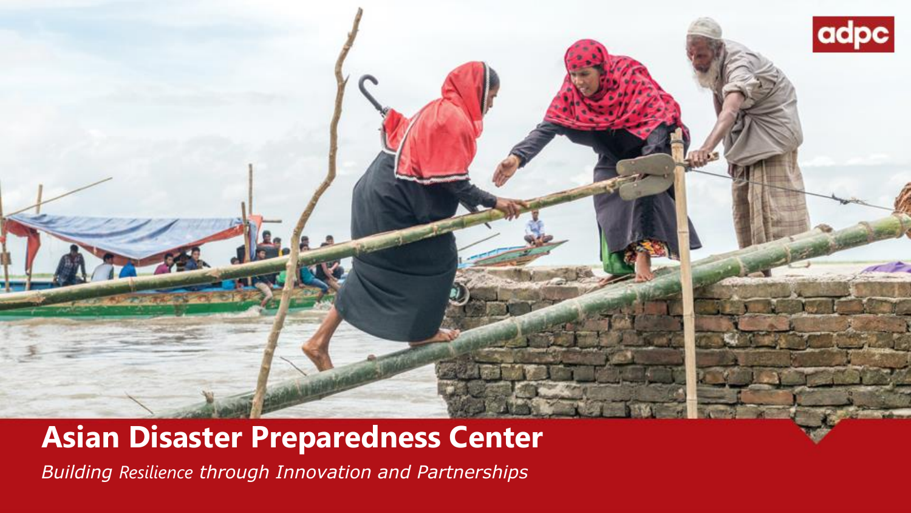adpc

# Asian Disaster Preparedness Center

*Building Resilience through Innovation and Partnerships*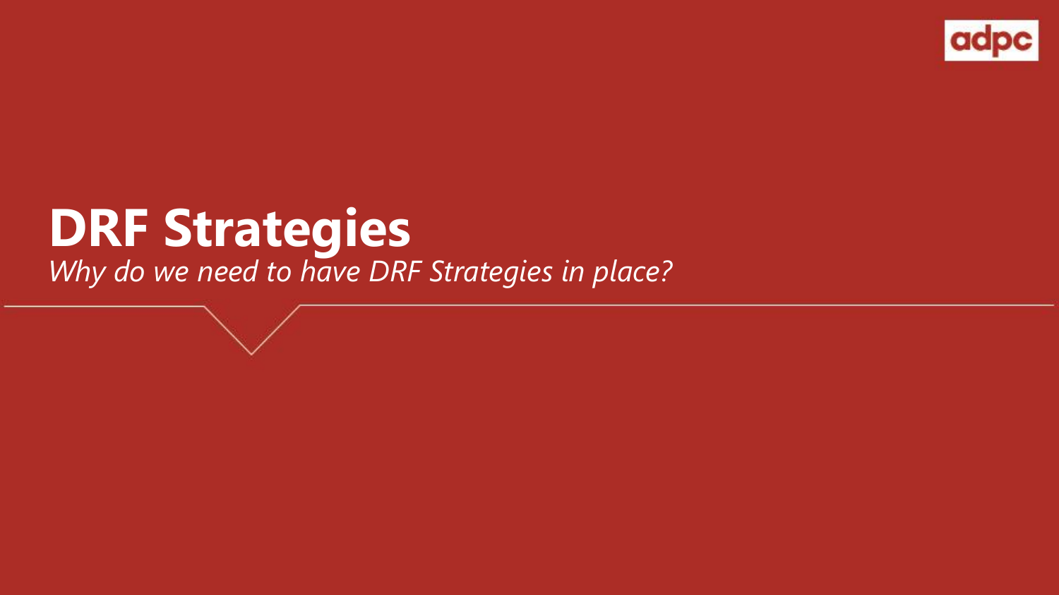# DRF Strategies

*Why do we need to have DRF Strategies in place?*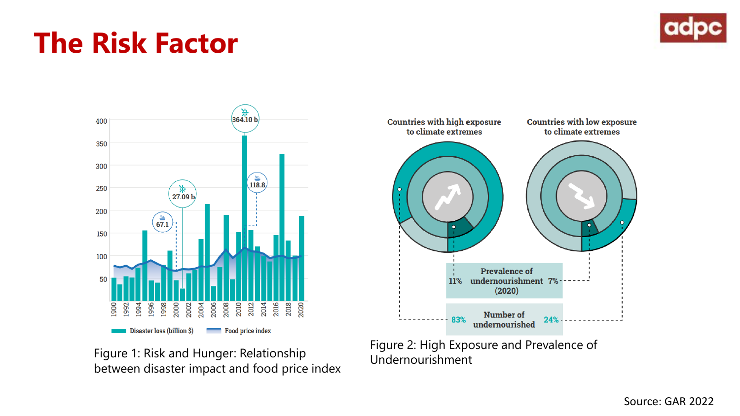# The Risk Factor

Figure 1: Risk and Hunger: Relationship between disaster impact and food price index

Figure 2: High Exposure and Prevalence of Undernourishment

Source: GAR 2022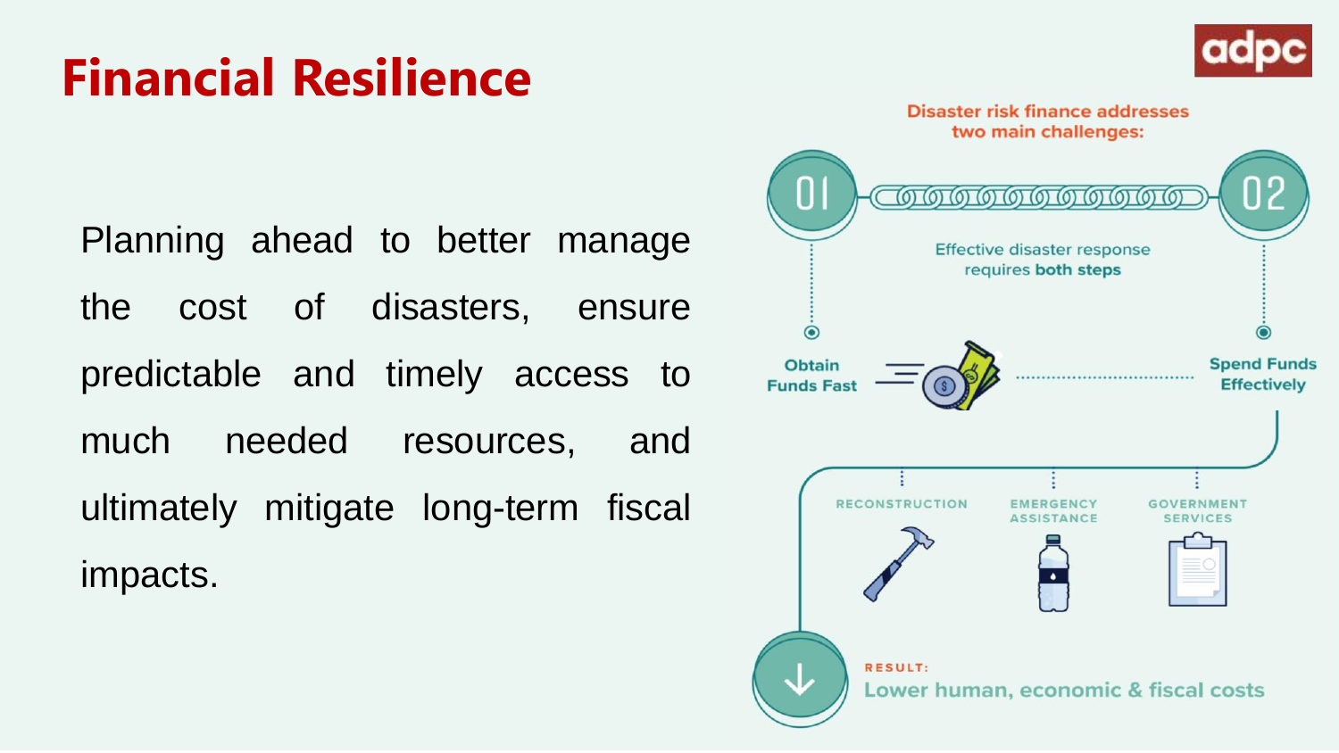# Financial Resilience

Planning ahead to better manage the cost of disasters, ensure predictable and timely access to much needed resources, and ultimately mitigate long-term fiscal impacts.

**Disaster risk finance addresses two main challenges:**

01 — 02

Effective disaster response requires **both steps**

**Obtain Funds Fast**

**Spend Funds Effectively**

RECONSTRUCTION

EMERGENCY ASSISTANCE

GOVERNMENT SERVICES

**RESULT:**

**Lower human, economic & fiscal costs**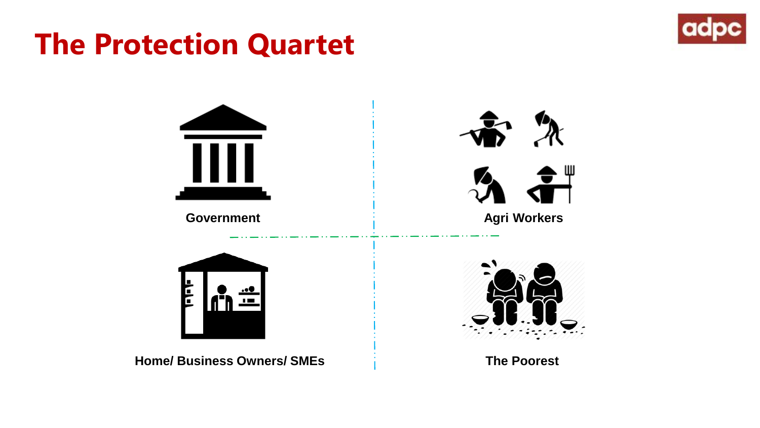# The Protection Quartet

Government

Agri Workers

Home/ Business Owners/ SMEs

The Poorest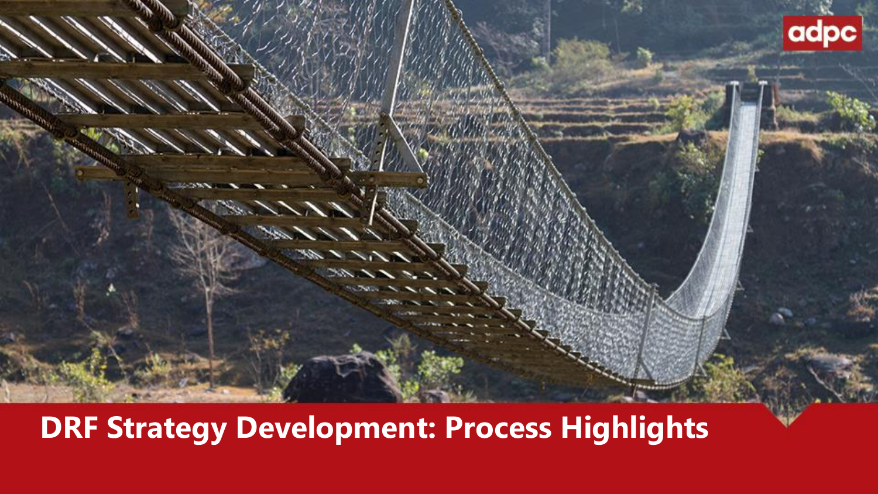# DRF Strategy Development: Process Highlights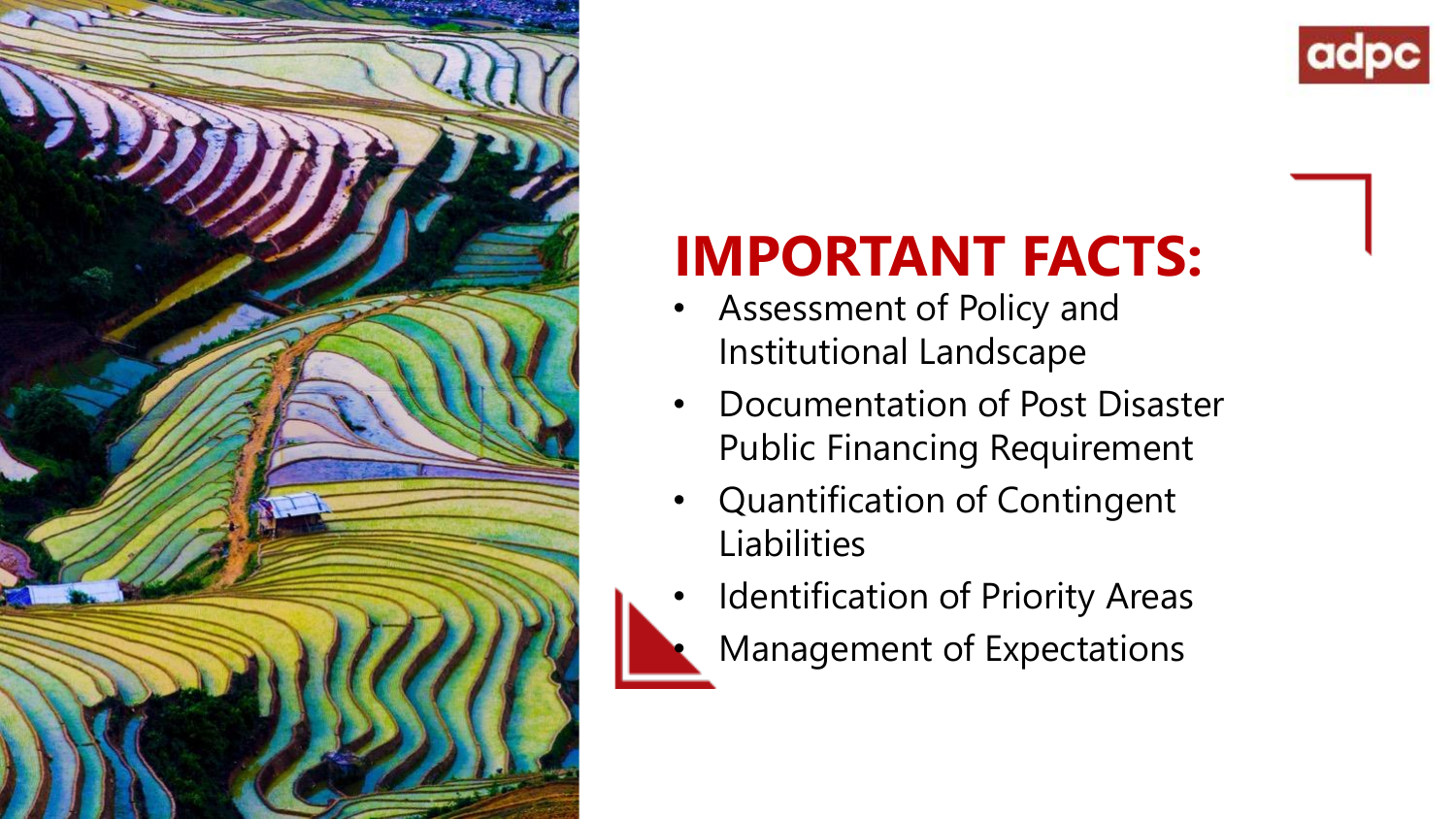# IMPORTANT FACTS:

- Assessment of Policy and Institutional Landscape
- Documentation of Post Disaster Public Financing Requirement
- Quantification of Contingent Liabilities
- Identification of Priority Areas
- Management of Expectations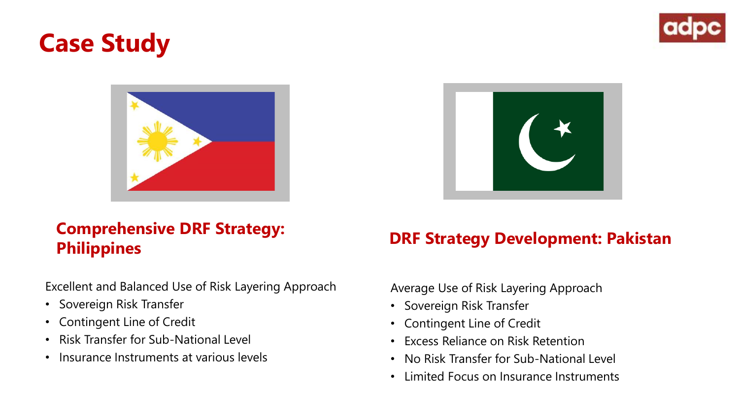# Case Study

## Comprehensive DRF Strategy: Philippines

Excellent and Balanced Use of Risk Layering Approach

- Sovereign Risk Transfer
- Contingent Line of Credit
- Risk Transfer for Sub-National Level
- Insurance Instruments at various levels

## DRF Strategy Development: Pakistan

Average Use of Risk Layering Approach

- Sovereign Risk Transfer
- Contingent Line of Credit
- Excess Reliance on Risk Retention
- No Risk Transfer for Sub-National Level
- Limited Focus on Insurance Instruments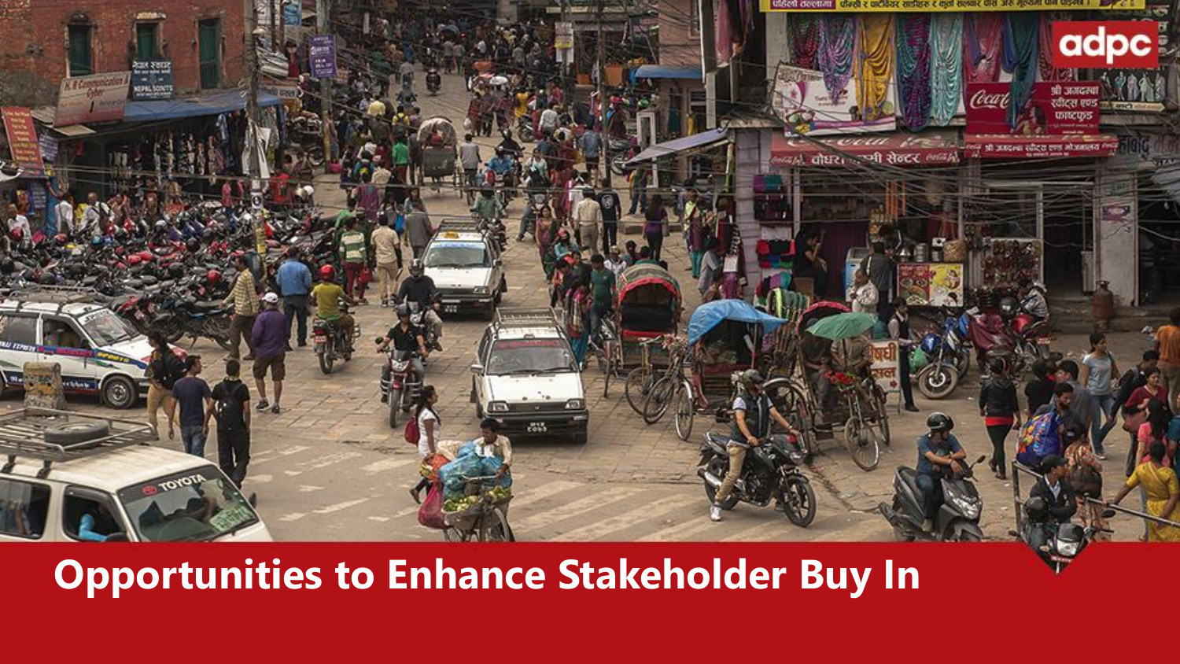# Opportunities to Enhance Stakeholder Buy In